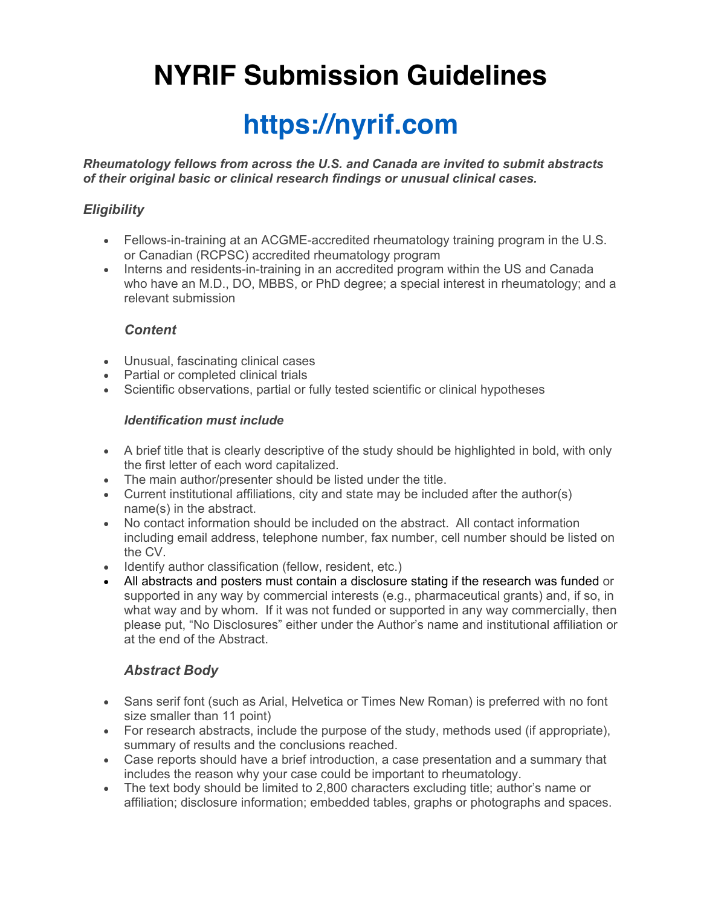# NYRIF Submission Guidelines

## https://nyrif.com

***Rheumatology fellows from across the U.S. and Canada are invited to submit abstracts of their original basic or clinical research findings or unusual clinical cases.***

### *Eligibility*

- Fellows-in-training at an ACGME-accredited rheumatology training program in the U.S. or Canadian (RCPSC) accredited rheumatology program
- Interns and residents-in-training in an accredited program within the US and Canada who have an M.D., DO, MBBS, or PhD degree; a special interest in rheumatology; and a relevant submission

#### *Content*

- Unusual, fascinating clinical cases
- Partial or completed clinical trials
- Scientific observations, partial or fully tested scientific or clinical hypotheses

#### *Identification must include*

- A brief title that is clearly descriptive of the study should be highlighted in bold, with only the first letter of each word capitalized.
- The main author/presenter should be listed under the title.
- Current institutional affiliations, city and state may be included after the author(s) name(s) in the abstract.
- No contact information should be included on the abstract. All contact information including email address, telephone number, fax number, cell number should be listed on the CV.
- Identify author classification (fellow, resident, etc.)
- All abstracts and posters must contain a disclosure stating if the research was funded or supported in any way by commercial interests (e.g., pharmaceutical grants) and, if so, in what way and by whom. If it was not funded or supported in any way commercially, then please put, “No Disclosures” either under the Author’s name and institutional affiliation or at the end of the Abstract.

#### *Abstract Body*

- Sans serif font (such as Arial, Helvetica or Times New Roman) is preferred with no font size smaller than 11 point)
- For research abstracts, include the purpose of the study, methods used (if appropriate), summary of results and the conclusions reached.
- Case reports should have a brief introduction, a case presentation and a summary that includes the reason why your case could be important to rheumatology.
- The text body should be limited to 2,800 characters excluding title; author’s name or affiliation; disclosure information; embedded tables, graphs or photographs and spaces.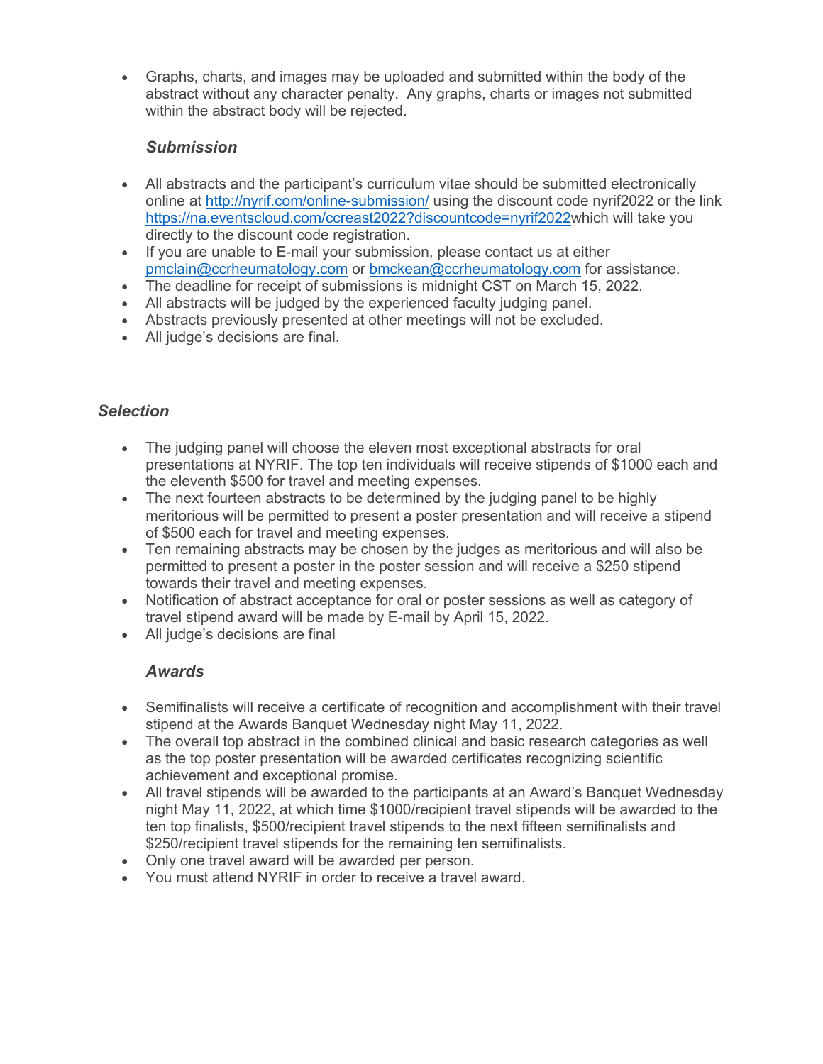- Graphs, charts, and images may be uploaded and submitted within the body of the abstract without any character penalty. Any graphs, charts or images not submitted within the abstract body will be rejected.

### *Submission*

- All abstracts and the participant's curriculum vitae should be submitted electronically online at http://nyrif.com/online-submission/ using the discount code nyrif2022 or the link https://na.eventscloud.com/ccreast2022?discountcode=nyrif2022which will take you directly to the discount code registration.
- If you are unable to E-mail your submission, please contact us at either pmclain@ccrheumatology.com or bmckean@ccrheumatology.com for assistance.
- The deadline for receipt of submissions is midnight CST on March 15, 2022.
- All abstracts will be judged by the experienced faculty judging panel.
- Abstracts previously presented at other meetings will not be excluded.
- All judge's decisions are final.

### *Selection*

- The judging panel will choose the eleven most exceptional abstracts for oral presentations at NYRIF. The top ten individuals will receive stipends of $1000 each and the eleventh $500 for travel and meeting expenses.
- The next fourteen abstracts to be determined by the judging panel to be highly meritorious will be permitted to present a poster presentation and will receive a stipend of $500 each for travel and meeting expenses.
- Ten remaining abstracts may be chosen by the judges as meritorious and will also be permitted to present a poster in the poster session and will receive a $250 stipend towards their travel and meeting expenses.
- Notification of abstract acceptance for oral or poster sessions as well as category of travel stipend award will be made by E-mail by April 15, 2022.
- All judge's decisions are final

### *Awards*

- Semifinalists will receive a certificate of recognition and accomplishment with their travel stipend at the Awards Banquet Wednesday night May 11, 2022.
- The overall top abstract in the combined clinical and basic research categories as well as the top poster presentation will be awarded certificates recognizing scientific achievement and exceptional promise.
- All travel stipends will be awarded to the participants at an Award's Banquet Wednesday night May 11, 2022, at which time $1000/recipient travel stipends will be awarded to the ten top finalists, $500/recipient travel stipends to the next fifteen semifinalists and $250/recipient travel stipends for the remaining ten semifinalists.
- Only one travel award will be awarded per person.
- You must attend NYRIF in order to receive a travel award.